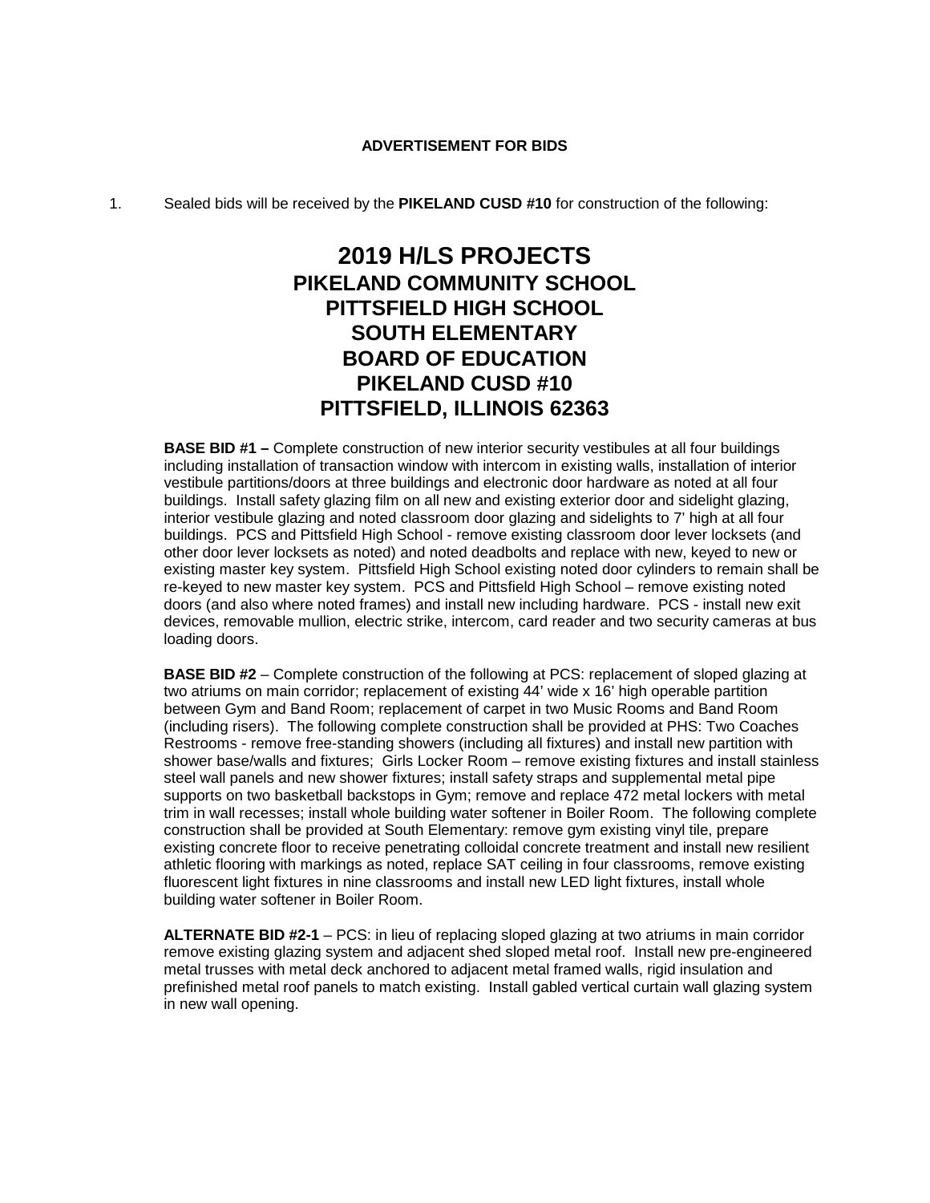**ADVERTISEMENT FOR BIDS**

1. Sealed bids will be received by the **PIKELAND CUSD #10** for construction of the following:

# 2019 H/LS PROJECTS
## PIKELAND COMMUNITY SCHOOL
## PITTSFIELD HIGH SCHOOL
## SOUTH ELEMENTARY
## BOARD OF EDUCATION
## PIKELAND CUSD #10
## PITTSFIELD, ILLINOIS 62363

**BASE BID #1 –** Complete construction of new interior security vestibules at all four buildings including installation of transaction window with intercom in existing walls, installation of interior vestibule partitions/doors at three buildings and electronic door hardware as noted at all four buildings. Install safety glazing film on all new and existing exterior door and sidelight glazing, interior vestibule glazing and noted classroom door glazing and sidelights to 7' high at all four buildings. PCS and Pittsfield High School - remove existing classroom door lever locksets (and other door lever locksets as noted) and noted deadbolts and replace with new, keyed to new or existing master key system. Pittsfield High School existing noted door cylinders to remain shall be re-keyed to new master key system. PCS and Pittsfield High School – remove existing noted doors (and also where noted frames) and install new including hardware. PCS - install new exit devices, removable mullion, electric strike, intercom, card reader and two security cameras at bus loading doors.

**BASE BID #2** – Complete construction of the following at PCS: replacement of sloped glazing at two atriums on main corridor; replacement of existing 44' wide x 16' high operable partition between Gym and Band Room; replacement of carpet in two Music Rooms and Band Room (including risers). The following complete construction shall be provided at PHS: Two Coaches Restrooms - remove free-standing showers (including all fixtures) and install new partition with shower base/walls and fixtures; Girls Locker Room – remove existing fixtures and install stainless steel wall panels and new shower fixtures; install safety straps and supplemental metal pipe supports on two basketball backstops in Gym; remove and replace 472 metal lockers with metal trim in wall recesses; install whole building water softener in Boiler Room. The following complete construction shall be provided at South Elementary: remove gym existing vinyl tile, prepare existing concrete floor to receive penetrating colloidal concrete treatment and install new resilient athletic flooring with markings as noted, replace SAT ceiling in four classrooms, remove existing fluorescent light fixtures in nine classrooms and install new LED light fixtures, install whole building water softener in Boiler Room.

**ALTERNATE BID #2-1** – PCS: in lieu of replacing sloped glazing at two atriums in main corridor remove existing glazing system and adjacent shed sloped metal roof. Install new pre-engineered metal trusses with metal deck anchored to adjacent metal framed walls, rigid insulation and prefinished metal roof panels to match existing. Install gabled vertical curtain wall glazing system in new wall opening.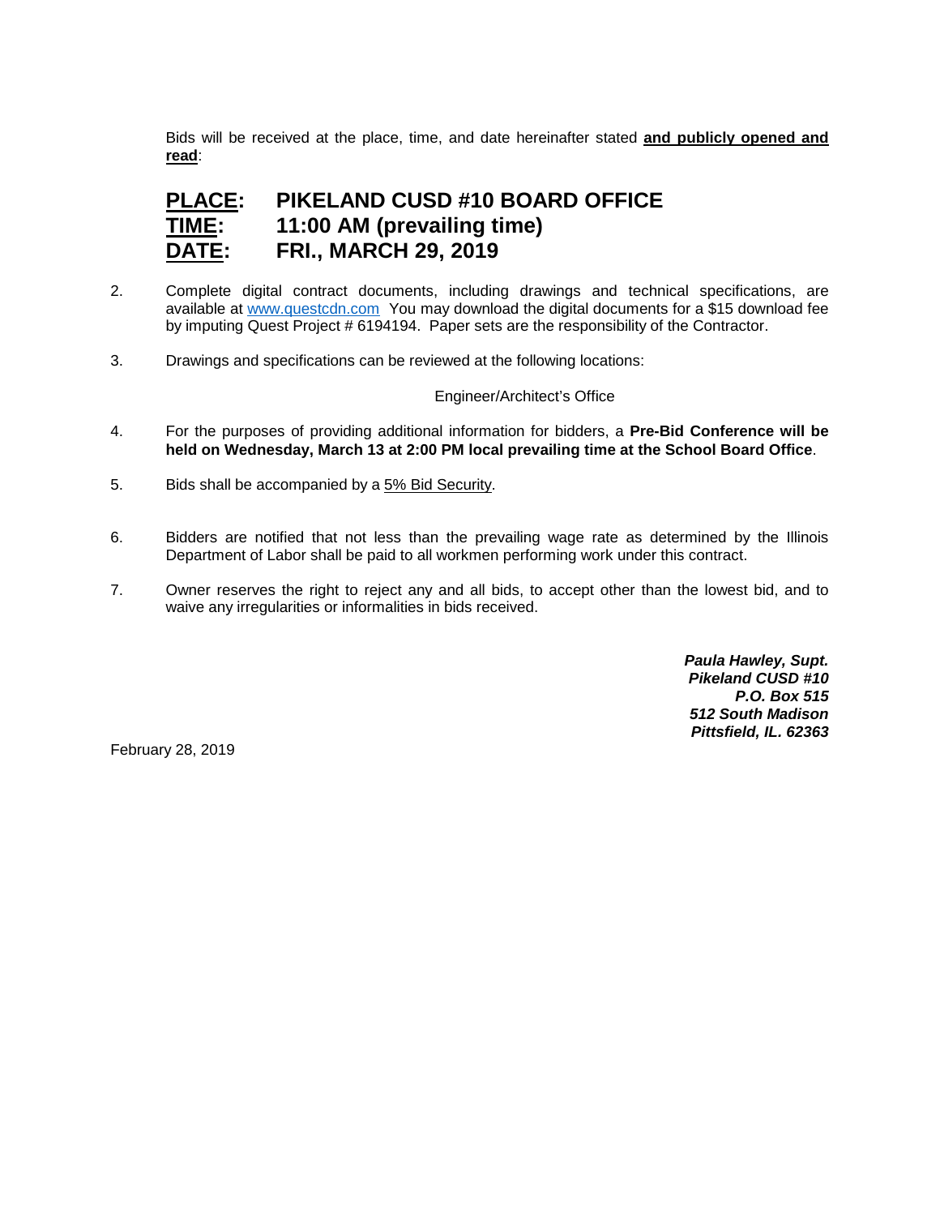Bids will be received at the place, time, and date hereinafter stated **and publicly opened and read**:

**PLACE: PIKELAND CUSD #10 BOARD OFFICE**
**TIME: 11:00 AM (prevailing time)**
**DATE: FRI., MARCH 29, 2019**

2. Complete digital contract documents, including drawings and technical specifications, are available at www.questcdn.com You may download the digital documents for a $15 download fee by imputing Quest Project # 6194194. Paper sets are the responsibility of the Contractor.

3. Drawings and specifications can be reviewed at the following locations:

   Engineer/Architect's Office

4. For the purposes of providing additional information for bidders, a **Pre-Bid Conference will be held on Wednesday, March 13 at 2:00 PM local prevailing time at the School Board Office**.

5. Bids shall be accompanied by a 5% Bid Security.

6. Bidders are notified that not less than the prevailing wage rate as determined by the Illinois Department of Labor shall be paid to all workmen performing work under this contract.

7. Owner reserves the right to reject any and all bids, to accept other than the lowest bid, and to waive any irregularities or informalities in bids received.

***Paula Hawley, Supt.***
***Pikeland CUSD #10***
***P.O. Box 515***
***512 South Madison***
***Pittsfield, IL. 62363***

February 28, 2019